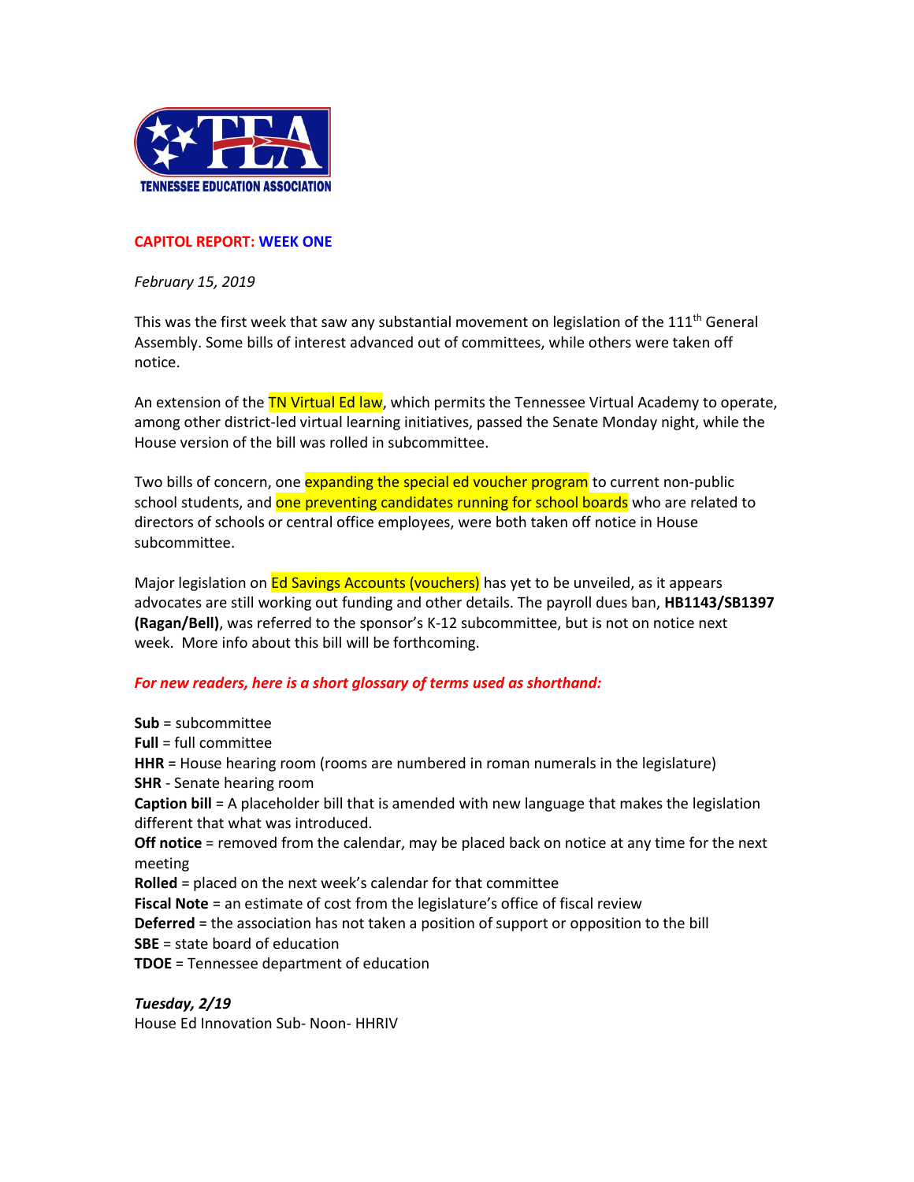TENNESSEE EDUCATION ASSOCIATION

## CAPITOL REPORT: WEEK ONE

*February 15, 2019*

This was the first week that saw any substantial movement on legislation of the 111th General Assembly. Some bills of interest advanced out of committees, while others were taken off notice.

An extension of the TN Virtual Ed law, which permits the Tennessee Virtual Academy to operate, among other district-led virtual learning initiatives, passed the Senate Monday night, while the House version of the bill was rolled in subcommittee.

Two bills of concern, one expanding the special ed voucher program to current non-public school students, and one preventing candidates running for school boards who are related to directors of schools or central office employees, were both taken off notice in House subcommittee.

Major legislation on Ed Savings Accounts (vouchers) has yet to be unveiled, as it appears advocates are still working out funding and other details. The payroll dues ban, **HB1143/SB1397 (Ragan/Bell)**, was referred to the sponsor's K-12 subcommittee, but is not on notice next week. More info about this bill will be forthcoming.

***For new readers, here is a short glossary of terms used as shorthand:***

**Sub** = subcommittee
**Full** = full committee
**HHR** = House hearing room (rooms are numbered in roman numerals in the legislature)
**SHR** - Senate hearing room
**Caption bill** = A placeholder bill that is amended with new language that makes the legislation different that what was introduced.
**Off notice** = removed from the calendar, may be placed back on notice at any time for the next meeting
**Rolled** = placed on the next week's calendar for that committee
**Fiscal Note** = an estimate of cost from the legislature's office of fiscal review
**Deferred** = the association has not taken a position of support or opposition to the bill
**SBE** = state board of education
**TDOE** = Tennessee department of education

***Tuesday, 2/19***
House Ed Innovation Sub- Noon- HHRIV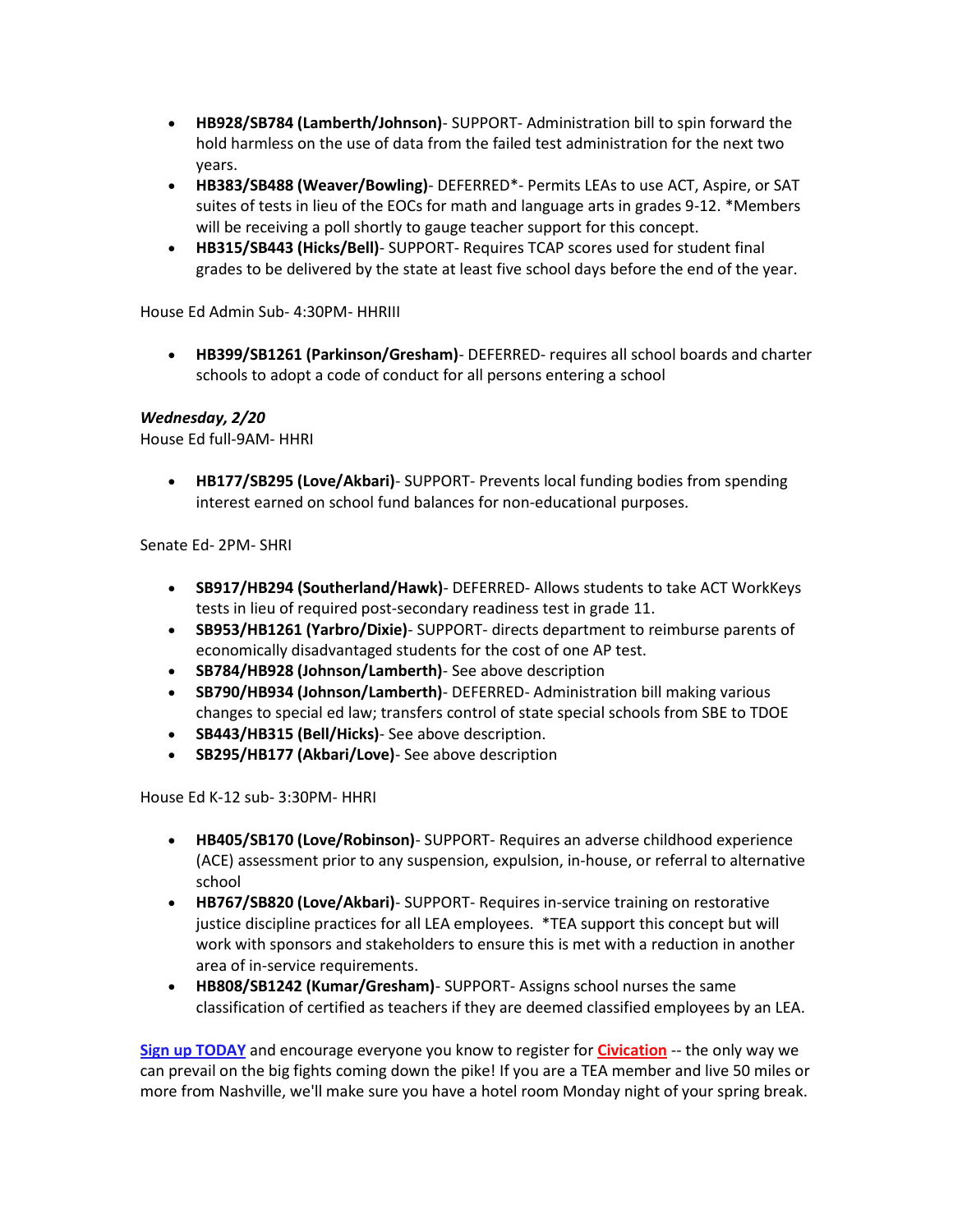- **HB928/SB784 (Lamberth/Johnson)**- SUPPORT- Administration bill to spin forward the hold harmless on the use of data from the failed test administration for the next two years.
- **HB383/SB488 (Weaver/Bowling)**- DEFERRED*- Permits LEAs to use ACT, Aspire, or SAT suites of tests in lieu of the EOCs for math and language arts in grades 9-12. *Members will be receiving a poll shortly to gauge teacher support for this concept.
- **HB315/SB443 (Hicks/Bell)**- SUPPORT- Requires TCAP scores used for student final grades to be delivered by the state at least five school days before the end of the year.

House Ed Admin Sub- 4:30PM- HHRIII

- **HB399/SB1261 (Parkinson/Gresham)**- DEFERRED- requires all school boards and charter schools to adopt a code of conduct for all persons entering a school

***Wednesday, 2/20***

House Ed full-9AM- HHRI

- **HB177/SB295 (Love/Akbari)**- SUPPORT- Prevents local funding bodies from spending interest earned on school fund balances for non-educational purposes.

Senate Ed- 2PM- SHRI

- **SB917/HB294 (Southerland/Hawk)**- DEFERRED- Allows students to take ACT WorkKeys tests in lieu of required post-secondary readiness test in grade 11.
- **SB953/HB1261 (Yarbro/Dixie)**- SUPPORT- directs department to reimburse parents of economically disadvantaged students for the cost of one AP test.
- **SB784/HB928 (Johnson/Lamberth)**- See above description
- **SB790/HB934 (Johnson/Lamberth)**- DEFERRED- Administration bill making various changes to special ed law; transfers control of state special schools from SBE to TDOE
- **SB443/HB315 (Bell/Hicks)**- See above description.
- **SB295/HB177 (Akbari/Love)**- See above description

House Ed K-12 sub- 3:30PM- HHRI

- **HB405/SB170 (Love/Robinson)**- SUPPORT- Requires an adverse childhood experience (ACE) assessment prior to any suspension, expulsion, in-house, or referral to alternative school
- **HB767/SB820 (Love/Akbari)**- SUPPORT- Requires in-service training on restorative justice discipline practices for all LEA employees. *TEA support this concept but will work with sponsors and stakeholders to ensure this is met with a reduction in another area of in-service requirements.
- **HB808/SB1242 (Kumar/Gresham)**- SUPPORT- Assigns school nurses the same classification of certified as teachers if they are deemed classified employees by an LEA.

**Sign up TODAY** and encourage everyone you know to register for **Civication** -- the only way we can prevail on the big fights coming down the pike! If you are a TEA member and live 50 miles or more from Nashville, we'll make sure you have a hotel room Monday night of your spring break.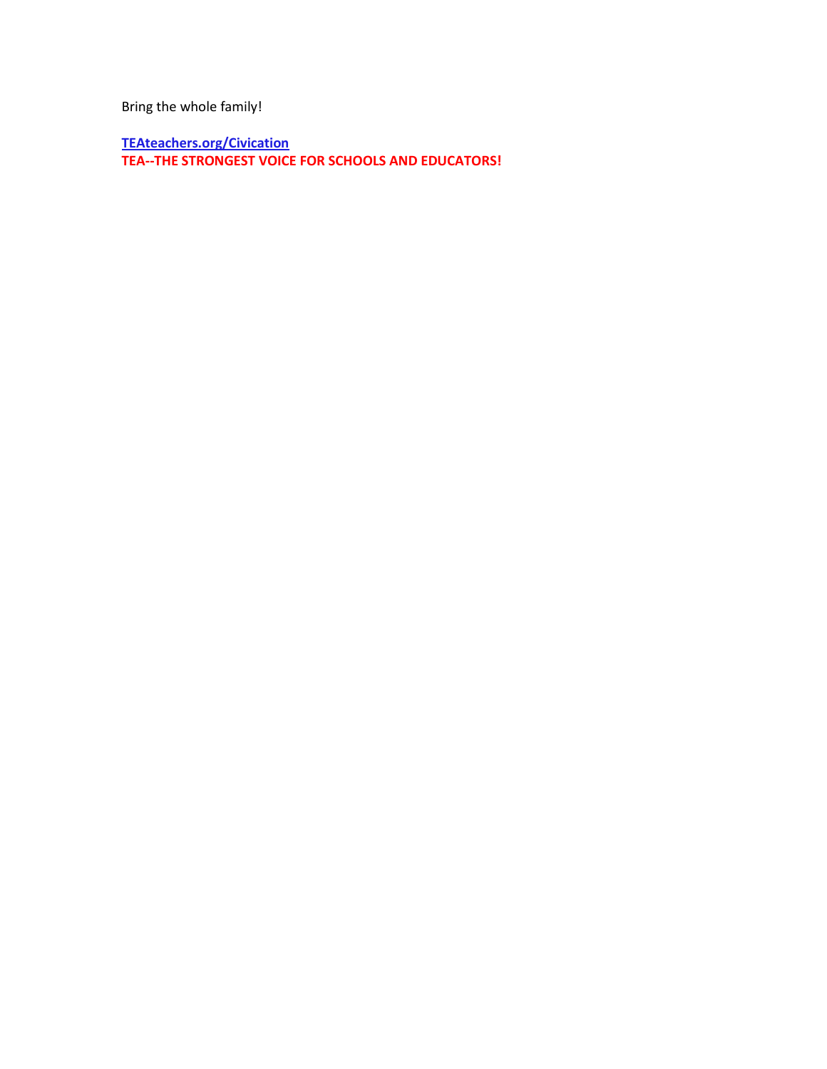Bring the whole family!

**[TEAteachers.org/Civication](TEAteachers.org/Civication)**
**TEA--THE STRONGEST VOICE FOR SCHOOLS AND EDUCATORS!**